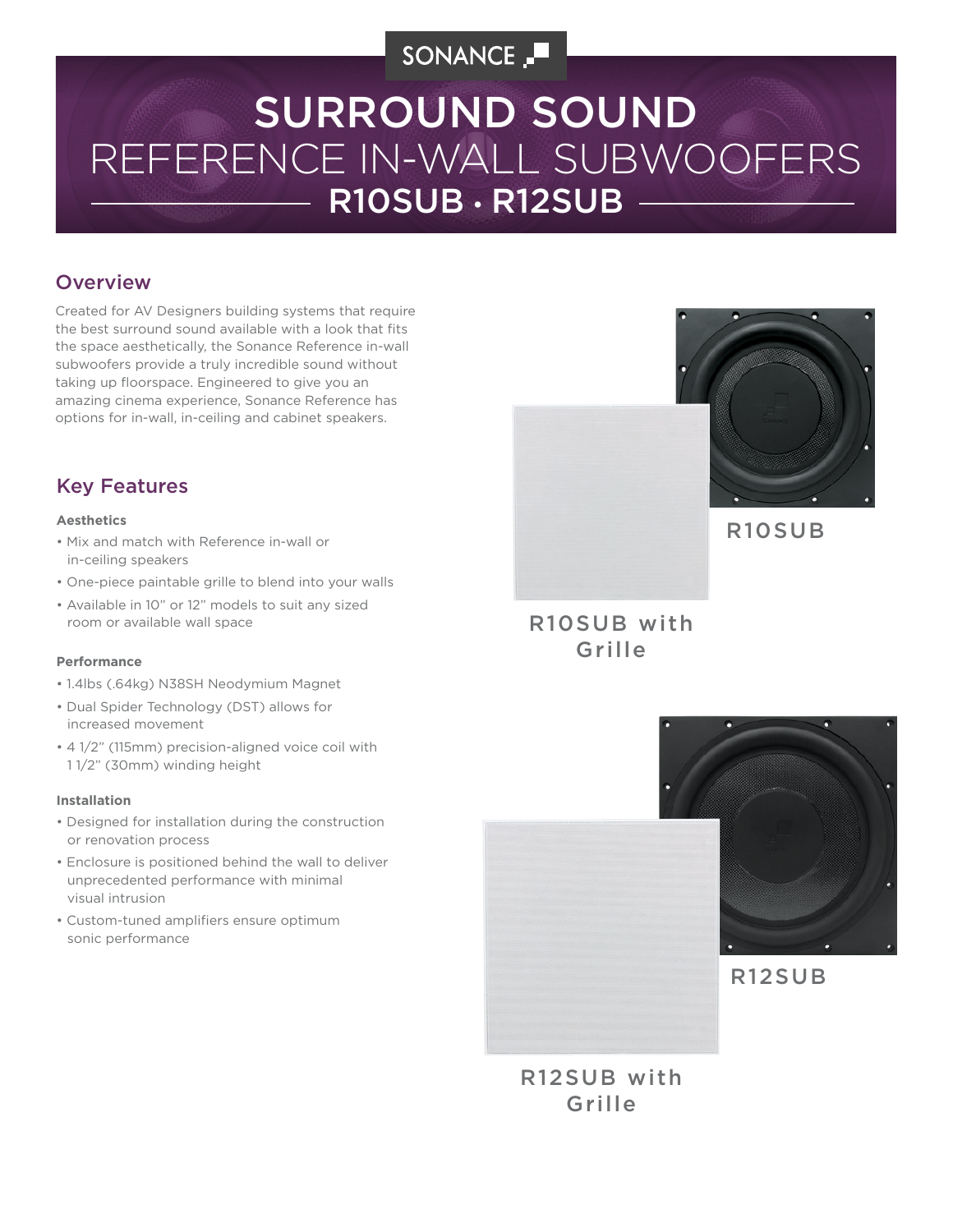SONANCE

# SURROUND SOUND
# REFERENCE IN-WALL SUBWOOFERS
## R10SUB · R12SUB

## Overview

Created for AV Designers building systems that require the best surround sound available with a look that fits the space aesthetically, the Sonance Reference in-wall subwoofers provide a truly incredible sound without taking up floorspace. Engineered to give you an amazing cinema experience, Sonance Reference has options for in-wall, in-ceiling and cabinet speakers.

## Key Features

**Aesthetics**

- Mix and match with Reference in-wall or in-ceiling speakers
- One-piece paintable grille to blend into your walls
- Available in 10" or 12" models to suit any sized room or available wall space

**Performance**

- 1.4lbs (.64kg) N38SH Neodymium Magnet
- Dual Spider Technology (DST) allows for increased movement
- 4 1/2" (115mm) precision-aligned voice coil with 1 1/2" (30mm) winding height

**Installation**

- Designed for installation during the construction or renovation process
- Enclosure is positioned behind the wall to deliver unprecedented performance with minimal visual intrusion
- Custom-tuned amplifiers ensure optimum sonic performance

R10SUB

R10SUB with Grille

R12SUB

R12SUB with Grille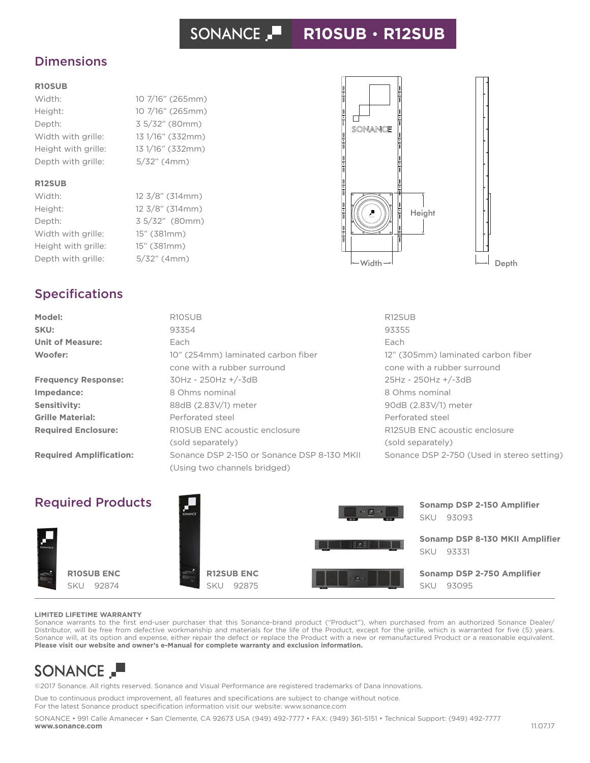# SONANCE R10SUB • R12SUB

## Dimensions

### R10SUB

| | |
|---|---|
| Width: | 10 7/16" (265mm) |
| Height: | 10 7/16" (265mm) |
| Depth: | 3 5/32" (80mm) |
| Width with grille: | 13 1/16" (332mm) |
| Height with grille: | 13 1/16" (332mm) |
| Depth with grille: | 5/32" (4mm) |

### R12SUB

| | |
|---|---|
| Width: | 12 3/8" (314mm) |
| Height: | 12 3/8" (314mm) |
| Depth: | 3 5/32" (80mm) |
| Width with grille: | 15" (381mm) |
| Height with grille: | 15" (381mm) |
| Depth with grille: | 5/32" (4mm) |

SONANCE
Height
Width
Depth

## Specifications

| | | |
|---|---|---|
| **Model:** | R10SUB | R12SUB |
| **SKU:** | 93354 | 93355 |
| **Unit of Measure:** | Each | Each |
| **Woofer:** | 10" (254mm) laminated carbon fiber cone with a rubber surround | 12" (305mm) laminated carbon fiber cone with a rubber surround |
| **Frequency Response:** | 30Hz - 250Hz +/-3dB | 25Hz - 250Hz +/-3dB |
| **Impedance:** | 8 Ohms nominal | 8 Ohms nominal |
| **Sensitivity:** | 88dB (2.83V/1) meter | 90dB (2.83V/1) meter |
| **Grille Material:** | Perforated steel | Perforated steel |
| **Required Enclosure:** | R10SUB ENC acoustic enclosure (sold separately) | R12SUB ENC acoustic enclosure (sold separately) |
| **Required Amplification:** | Sonance DSP 2-150 or Sonance DSP 8-130 MKII (Using two channels bridged) | Sonance DSP 2-750 (Used in stereo setting) |

## Required Products

**R10SUB ENC**
SKU 92874

**R12SUB ENC**
SKU 92875

**Sonamp DSP 2-150 Amplifier**
SKU 93093

**Sonamp DSP 8-130 MKII Amplifier**
SKU 93331

**Sonamp DSP 2-750 Amplifier**
SKU 93095

---

**LIMITED LIFETIME WARRANTY**

Sonance warrants to the first end-user purchaser that this Sonance-brand product ("Product"), when purchased from an authorized Sonance Dealer/Distributor, will be free from defective workmanship and materials for the life of the Product, except for the grille, which is warranted for five (5) years. Sonance will, at its option and expense, either repair the defect or replace the Product with a new or remanufactured Product or a reasonable equivalent. **Please visit our website and owner's e-Manual for complete warranty and exclusion information.**

SONANCE

©2017 Sonance. All rights reserved. Sonance and Visual Performance are registered trademarks of Dana Innovations.

Due to continuous product improvement, all features and specifications are subject to change without notice.
For the latest Sonance product specification information visit our website: www.sonance.com

SONANCE • 991 Calle Amanecer • San Clemente, CA 92673 USA (949) 492-7777 • FAX: (949) 361-5151 • Technical Support: (949) 492-7777
**www.sonance.com**

11.07.17